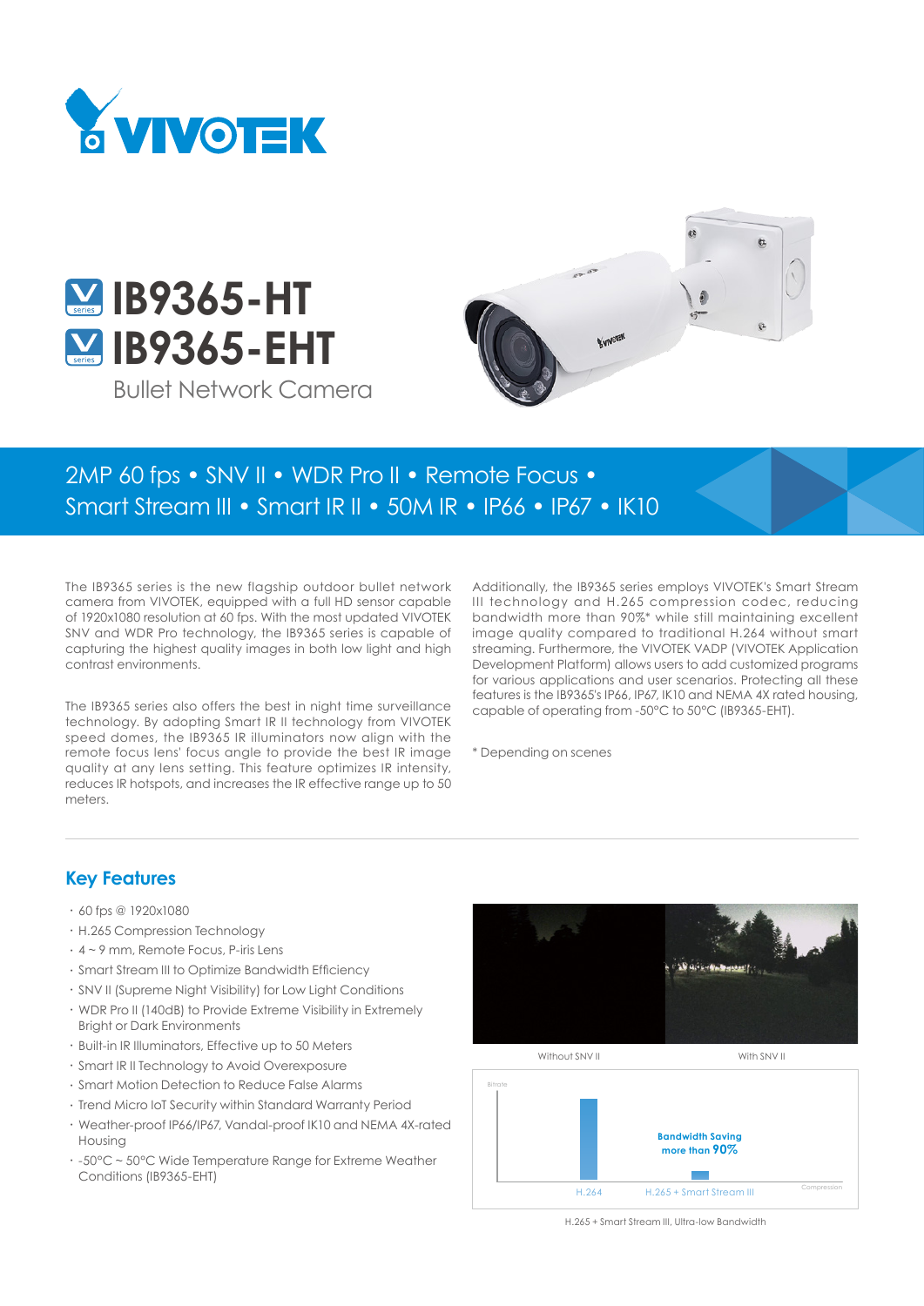# IB9365-HT
# IB9365-EHT

Bullet Network Camera

2MP 60 fps • SNV II • WDR Pro II • Remote Focus • Smart Stream III • Smart IR II • 50M IR • IP66 • IP67 • IK10

The IB9365 series is the new flagship outdoor bullet network camera from VIVOTEK, equipped with a full HD sensor capable of 1920x1080 resolution at 60 fps. With the most updated VIVOTEK SNV and WDR Pro technology, the IB9365 series is capable of capturing the highest quality images in both low light and high contrast environments.

The IB9365 series also offers the best in night time surveillance technology. By adopting Smart IR II technology from VIVOTEK speed domes, the IB9365 IR illuminators now align with the remote focus lens' focus angle to provide the best IR image quality at any lens setting. This feature optimizes IR intensity, reduces IR hotspots, and increases the IR effective range up to 50 meters.

Additionally, the IB9365 series employs VIVOTEK's Smart Stream III technology and H.265 compression codec, reducing bandwidth more than 90%* while still maintaining excellent image quality compared to traditional H.264 without smart streaming. Furthermore, the VIVOTEK VADP (VIVOTEK Application Development Platform) allows users to add customized programs for various applications and user scenarios. Protecting all these features is the IB9365's IP66, IP67, IK10 and NEMA 4X rated housing, capable of operating from -50°C to 50°C (IB9365-EHT).

\* Depending on scenes

## Key Features

- 60 fps @ 1920x1080
- H.265 Compression Technology
- 4 ~ 9 mm, Remote Focus, P-iris Lens
- Smart Stream III to Optimize Bandwidth Efficiency
- SNV II (Supreme Night Visibility) for Low Light Conditions
- WDR Pro II (140dB) to Provide Extreme Visibility in Extremely Bright or Dark Environments
- Built-in IR Illuminators, Effective up to 50 Meters
- Smart IR II Technology to Avoid Overexposure
- Smart Motion Detection to Reduce False Alarms
- Trend Micro IoT Security within Standard Warranty Period
- Weather-proof IP66/IP67, Vandal-proof IK10 and NEMA 4X-rated Housing
- -50°C ~ 50°C Wide Temperature Range for Extreme Weather Conditions (IB9365-EHT)

Without SNV II    With SNV II

Bitrate — H.264 — H.265 + Smart Stream III — Compression

Bandwidth Saving more than 90%

H.265 + Smart Stream III, Ultra-low Bandwidth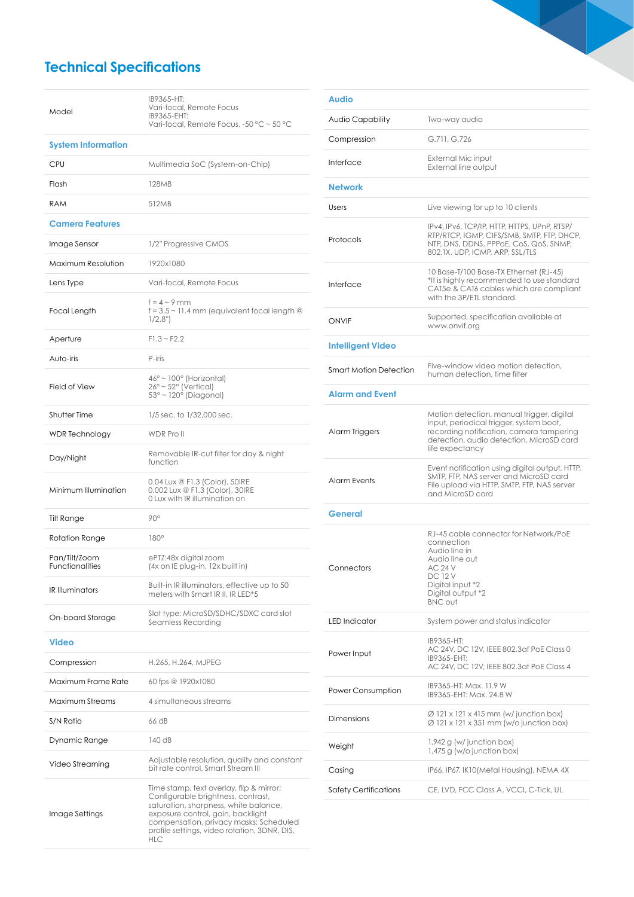# Technical Specifications

| | |
|---|---|
| Model | IB9365-HT:<br>Vari-focal, Remote Focus<br>IB9365-EHT:<br>Vari-focal, Remote Focus, -50 °C ~ 50 °C |
| **System Information** | |
| CPU | Multimedia SoC (System-on-Chip) |
| Flash | 128MB |
| RAM | 512MB |
| **Camera Features** | |
| Image Sensor | 1/2" Progressive CMOS |
| Maximum Resolution | 1920x1080 |
| Lens Type | Vari-focal, Remote Focus |
| Focal Length | f = 4 ~ 9 mm<br>f = 3.5 ~ 11.4 mm (equivalent focal length @ 1/2.8") |
| Aperture | F1.3 ~ F2.2 |
| Auto-iris | P-iris |
| Field of View | 46° ~ 100° (Horizontal)<br>26° ~ 52° (Vertical)<br>53° ~ 120° (Diagonal) |
| Shutter Time | 1/5 sec. to 1/32,000 sec. |
| WDR Technology | WDR Pro II |
| Day/Night | Removable IR-cut filter for day & night function |
| Minimum Illumination | 0.04 Lux @ F1.3 (Color), 50IRE<br>0.002 Lux @ F1.3 (Color), 30IRE<br>0 Lux with IR illumination on |
| Tilt Range | 90° |
| Rotation Range | 180° |
| Pan/Tilt/Zoom Functionalities | ePTZ:48x digital zoom<br>(4x on IE plug-in, 12x built in) |
| IR Illuminators | Built-in IR illuminators, effective up to 50 meters with Smart IR II, IR LED*5 |
| On-board Storage | Slot type: MicroSD/SDHC/SDXC card slot<br>Seamless Recording |
| **Video** | |
| Compression | H.265, H.264, MJPEG |
| Maximum Frame Rate | 60 fps @ 1920x1080 |
| Maximum Streams | 4 simultaneous streams |
| S/N Ratio | 66 dB |
| Dynamic Range | 140 dB |
| Video Streaming | Adjustable resolution, quality and constant bit rate control, Smart Stream III |
| Image Settings | Time stamp, text overlay, flip & mirror; Configurable brightness, contrast, saturation, sharpness, white balance, exposure control, gain, backlight compensation, privacy masks; Scheduled profile settings, video rotation, 3DNR, DIS, HLC |

| | |
|---|---|
| **Audio** | |
| Audio Capability | Two-way audio |
| Compression | G.711, G.726 |
| Interface | External Mic input<br>External line output |
| **Network** | |
| Users | Live viewing for up to 10 clients |
| Protocols | IPv4, IPv6, TCP/IP, HTTP, HTTPS, UPnP, RTSP/RTP/RTCP, IGMP, CIFS/SMB, SMTP, FTP, DHCP, NTP, DNS, DDNS, PPPoE, CoS, QoS, SNMP, 802.1X, UDP, ICMP, ARP, SSL/TLS |
| Interface | 10 Base-T/100 Base-TX Ethernet (RJ-45)<br>*It is highly recommended to use standard CAT5e & CAT6 cables which are compliant with the 3P/ETL standard. |
| ONVIF | Supported, specification available at www.onvif.org |
| **Intelligent Video** | |
| Smart Motion Detection | Five-window video motion detection, human detection, time filter |
| **Alarm and Event** | |
| Alarm Triggers | Motion detection, manual trigger, digital input, periodical trigger, system boot, recording notification, camera tampering detection, audio detection, MicroSD card life expectancy |
| Alarm Events | Event notification using digital output, HTTP, SMTP, FTP, NAS server and MicroSD card<br>File upload via HTTP, SMTP, FTP, NAS server and MicroSD card |
| **General** | |
| Connectors | RJ-45 cable connector for Network/PoE connection<br>Audio line in<br>Audio line out<br>AC 24 V<br>DC 12 V<br>Digital input *2<br>Digital output *2<br>BNC out |
| LED Indicator | System power and status indicator |
| Power Input | IB9365-HT:<br>AC 24V, DC 12V, IEEE 802.3af PoE Class 0<br>IB9365-EHT:<br>AC 24V, DC 12V, IEEE 802.3at PoE Class 4 |
| Power Consumption | IB9365-HT: Max. 11.9 W<br>IB9365-EHT: Max. 24.8 W |
| Dimensions | Ø 121 x 121 x 415 mm (w/ junction box)<br>Ø 121 x 121 x 351 mm (w/o junction box) |
| Weight | 1,942 g (w/ junction box)<br>1,475 g (w/o junction box) |
| Casing | IP66, IP67, IK10(Metal Housing), NEMA 4X |
| Safety Certifications | CE, LVD, FCC Class A, VCCI, C-Tick, UL |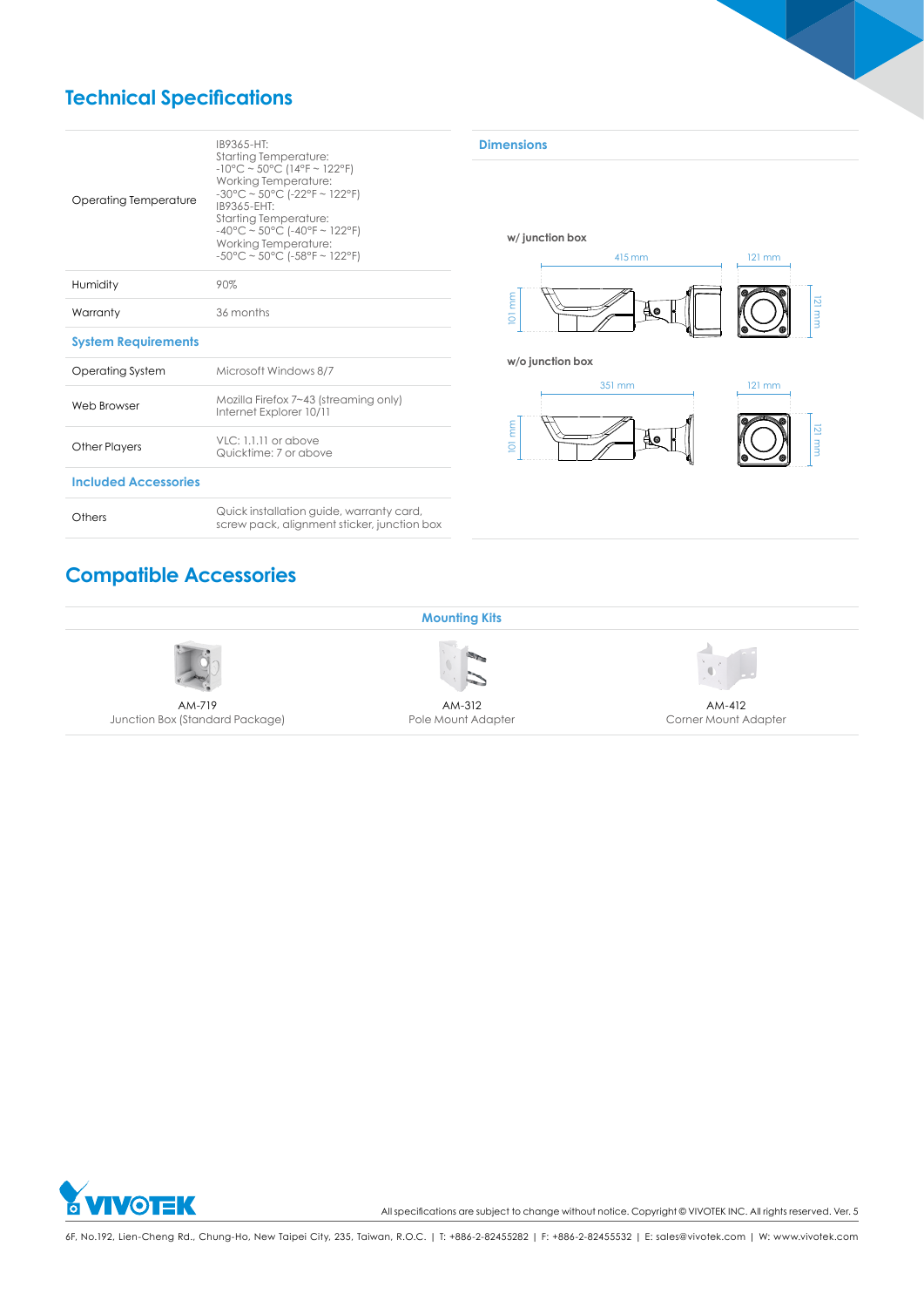## Technical Specifications

| | |
|---|---|
| Operating Temperature | IB9365-HT:<br>Starting Temperature:<br>-10°C ~ 50°C (14°F ~ 122°F)<br>Working Temperature:<br>-30°C ~ 50°C (-22°F ~ 122°F)<br>IB9365-EHT:<br>Starting Temperature:<br>-40°C ~ 50°C (-40°F ~ 122°F)<br>Working Temperature:<br>-50°C ~ 50°C (-58°F ~ 122°F) |
| Humidity | 90% |
| Warranty | 36 months |
| **System Requirements** | |
| Operating System | Microsoft Windows 8/7 |
| Web Browser | Mozilla Firefox 7~43 (streaming only)<br>Internet Explorer 10/11 |
| Other Players | VLC: 1.1.11 or above<br>Quicktime: 7 or above |
| **Included Accessories** | |
| Others | Quick installation guide, warranty card, screw pack, alignment sticker, junction box |

### Dimensions

w/ junction box

415 mm

121 mm

101 mm

121 mm

w/o junction box

351 mm

121 mm

101 mm

121 mm

## Compatible Accessories

### Mounting Kits

AM-719
Junction Box (Standard Package)

AM-312
Pole Mount Adapter

AM-412
Corner Mount Adapter

All specifications are subject to change without notice. Copyright © VIVOTEK INC. All rights reserved. Ver. 5

6F, No.192, Lien-Cheng Rd., Chung-Ho, New Taipei City, 235, Taiwan, R.O.C. | T: +886-2-82455282 | F: +886-2-82455532 | E: sales@vivotek.com | W: www.vivotek.com